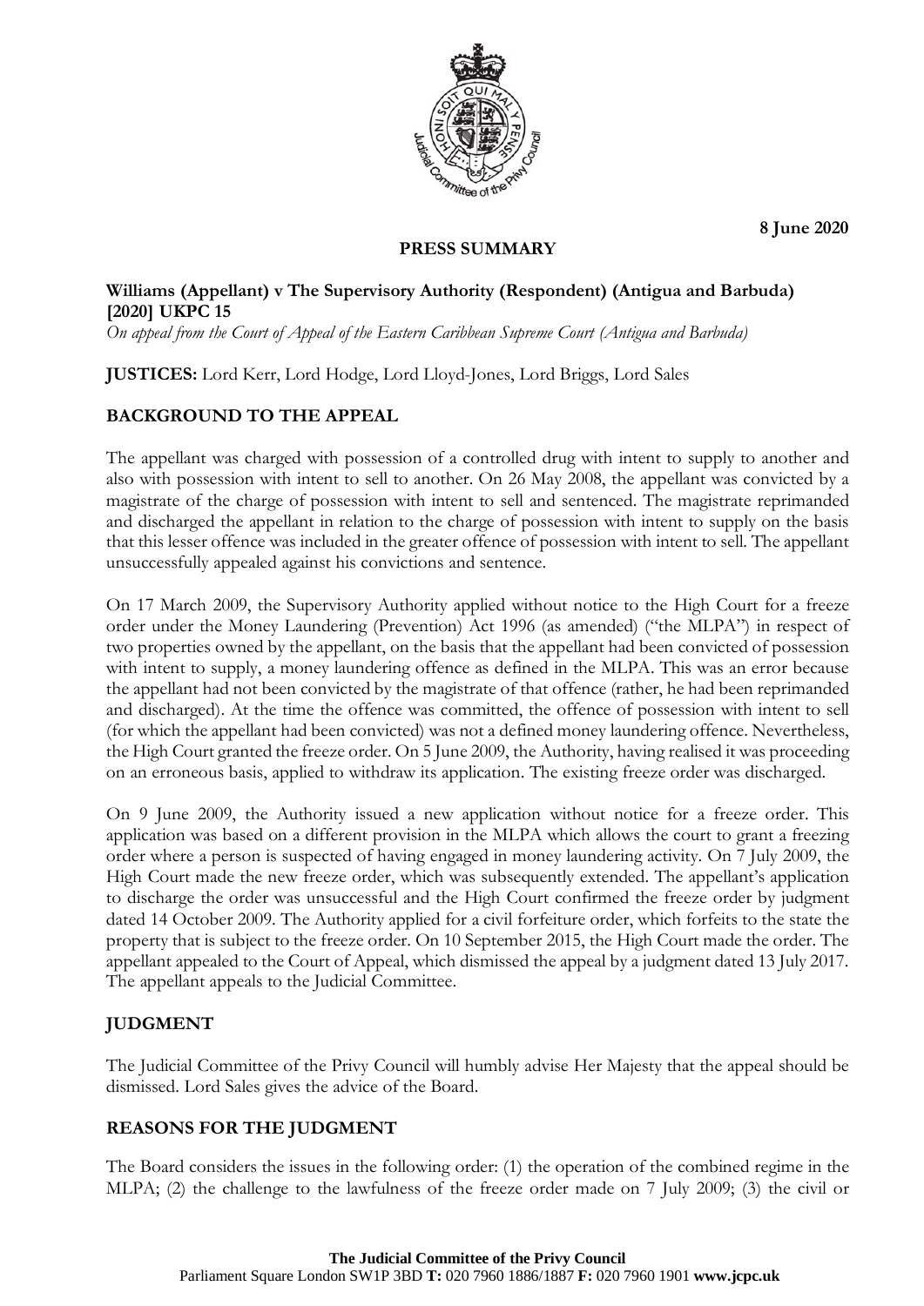8 June 2020

**PRESS SUMMARY**

**Williams (Appellant) v The Supervisory Authority (Respondent) (Antigua and Barbuda) [2020] UKPC 15**

*On appeal from the Court of Appeal of the Eastern Caribbean Supreme Court (Antigua and Barbuda)*

**JUSTICES:** Lord Kerr, Lord Hodge, Lord Lloyd-Jones, Lord Briggs, Lord Sales

## BACKGROUND TO THE APPEAL

The appellant was charged with possession of a controlled drug with intent to supply to another and also with possession with intent to sell to another. On 26 May 2008, the appellant was convicted by a magistrate of the charge of possession with intent to sell and sentenced. The magistrate reprimanded and discharged the appellant in relation to the charge of possession with intent to supply on the basis that this lesser offence was included in the greater offence of possession with intent to sell. The appellant unsuccessfully appealed against his convictions and sentence.

On 17 March 2009, the Supervisory Authority applied without notice to the High Court for a freeze order under the Money Laundering (Prevention) Act 1996 (as amended) ("the MLPA") in respect of two properties owned by the appellant, on the basis that the appellant had been convicted of possession with intent to supply, a money laundering offence as defined in the MLPA. This was an error because the appellant had not been convicted by the magistrate of that offence (rather, he had been reprimanded and discharged). At the time the offence was committed, the offence of possession with intent to sell (for which the appellant had been convicted) was not a defined money laundering offence. Nevertheless, the High Court granted the freeze order. On 5 June 2009, the Authority, having realised it was proceeding on an erroneous basis, applied to withdraw its application. The existing freeze order was discharged.

On 9 June 2009, the Authority issued a new application without notice for a freeze order. This application was based on a different provision in the MLPA which allows the court to grant a freezing order where a person is suspected of having engaged in money laundering activity. On 7 July 2009, the High Court made the new freeze order, which was subsequently extended. The appellant's application to discharge the order was unsuccessful and the High Court confirmed the freeze order by judgment dated 14 October 2009. The Authority applied for a civil forfeiture order, which forfeits to the state the property that is subject to the freeze order. On 10 September 2015, the High Court made the order. The appellant appealed to the Court of Appeal, which dismissed the appeal by a judgment dated 13 July 2017. The appellant appeals to the Judicial Committee.

## JUDGMENT

The Judicial Committee of the Privy Council will humbly advise Her Majesty that the appeal should be dismissed. Lord Sales gives the advice of the Board.

## REASONS FOR THE JUDGMENT

The Board considers the issues in the following order: (1) the operation of the combined regime in the MLPA; (2) the challenge to the lawfulness of the freeze order made on 7 July 2009; (3) the civil or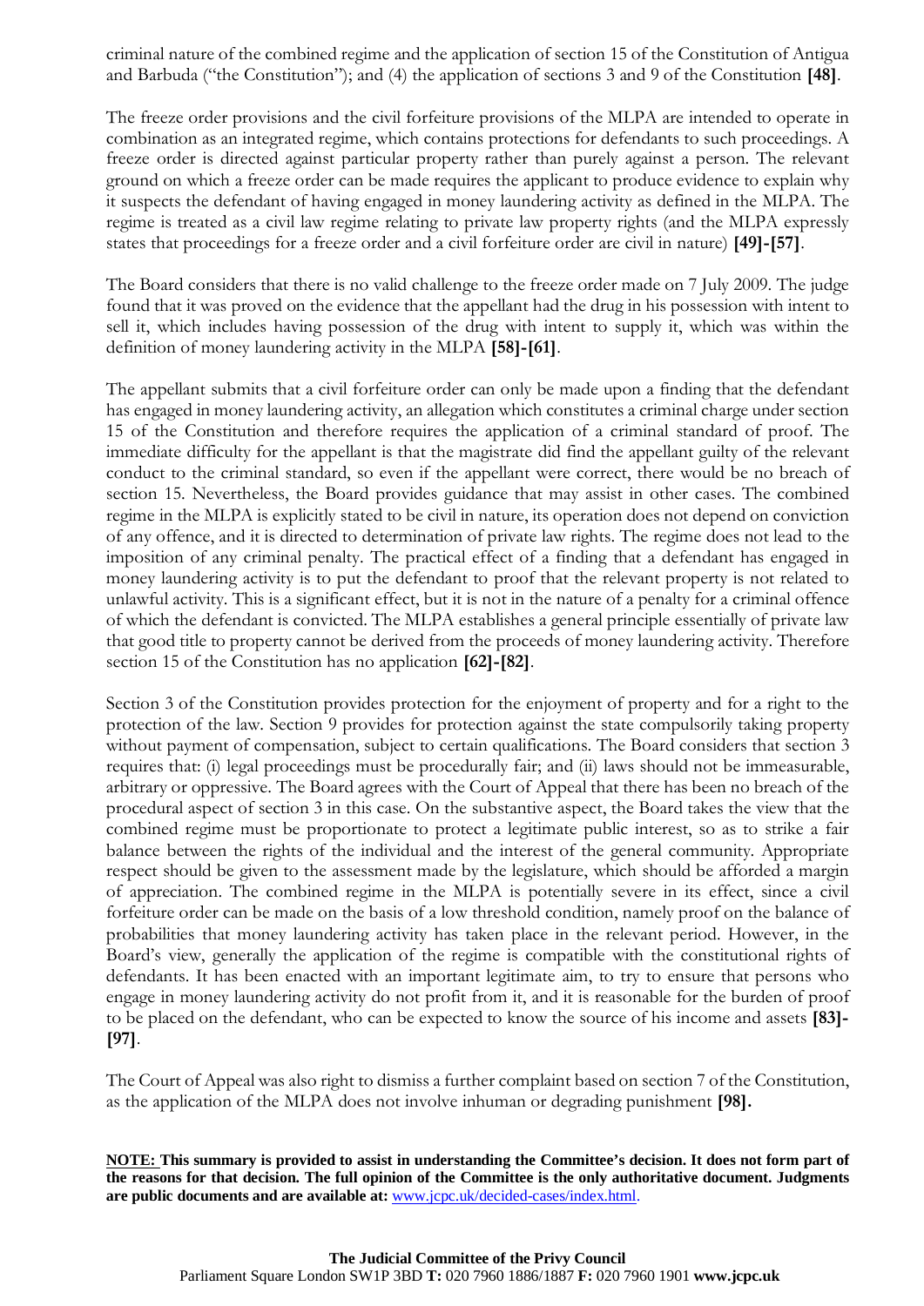criminal nature of the combined regime and the application of section 15 of the Constitution of Antigua and Barbuda ("the Constitution"); and (4) the application of sections 3 and 9 of the Constitution **[48]**.

The freeze order provisions and the civil forfeiture provisions of the MLPA are intended to operate in combination as an integrated regime, which contains protections for defendants to such proceedings. A freeze order is directed against particular property rather than purely against a person. The relevant ground on which a freeze order can be made requires the applicant to produce evidence to explain why it suspects the defendant of having engaged in money laundering activity as defined in the MLPA. The regime is treated as a civil law regime relating to private law property rights (and the MLPA expressly states that proceedings for a freeze order and a civil forfeiture order are civil in nature) **[49]-[57]**.

The Board considers that there is no valid challenge to the freeze order made on 7 July 2009. The judge found that it was proved on the evidence that the appellant had the drug in his possession with intent to sell it, which includes having possession of the drug with intent to supply it, which was within the definition of money laundering activity in the MLPA **[58]-[61]**.

The appellant submits that a civil forfeiture order can only be made upon a finding that the defendant has engaged in money laundering activity, an allegation which constitutes a criminal charge under section 15 of the Constitution and therefore requires the application of a criminal standard of proof. The immediate difficulty for the appellant is that the magistrate did find the appellant guilty of the relevant conduct to the criminal standard, so even if the appellant were correct, there would be no breach of section 15. Nevertheless, the Board provides guidance that may assist in other cases. The combined regime in the MLPA is explicitly stated to be civil in nature, its operation does not depend on conviction of any offence, and it is directed to determination of private law rights. The regime does not lead to the imposition of any criminal penalty. The practical effect of a finding that a defendant has engaged in money laundering activity is to put the defendant to proof that the relevant property is not related to unlawful activity. This is a significant effect, but it is not in the nature of a penalty for a criminal offence of which the defendant is convicted. The MLPA establishes a general principle essentially of private law that good title to property cannot be derived from the proceeds of money laundering activity. Therefore section 15 of the Constitution has no application **[62]-[82]**.

Section 3 of the Constitution provides protection for the enjoyment of property and for a right to the protection of the law. Section 9 provides for protection against the state compulsorily taking property without payment of compensation, subject to certain qualifications. The Board considers that section 3 requires that: (i) legal proceedings must be procedurally fair; and (ii) laws should not be immeasurable, arbitrary or oppressive. The Board agrees with the Court of Appeal that there has been no breach of the procedural aspect of section 3 in this case. On the substantive aspect, the Board takes the view that the combined regime must be proportionate to protect a legitimate public interest, so as to strike a fair balance between the rights of the individual and the interest of the general community. Appropriate respect should be given to the assessment made by the legislature, which should be afforded a margin of appreciation. The combined regime in the MLPA is potentially severe in its effect, since a civil forfeiture order can be made on the basis of a low threshold condition, namely proof on the balance of probabilities that money laundering activity has taken place in the relevant period. However, in the Board's view, generally the application of the regime is compatible with the constitutional rights of defendants. It has been enacted with an important legitimate aim, to try to ensure that persons who engage in money laundering activity do not profit from it, and it is reasonable for the burden of proof to be placed on the defendant, who can be expected to know the source of his income and assets **[83]-[97]**.

The Court of Appeal was also right to dismiss a further complaint based on section 7 of the Constitution, as the application of the MLPA does not involve inhuman or degrading punishment **[98].**

**NOTE: This summary is provided to assist in understanding the Committee's decision. It does not form part of the reasons for that decision. The full opinion of the Committee is the only authoritative document. Judgments are public documents and are available at:** www.jcpc.uk/decided-cases/index.html.

**The Judicial Committee of the Privy Council**
Parliament Square London SW1P 3BD **T:** 020 7960 1886/1887 **F:** 020 7960 1901 **www.jcpc.uk**